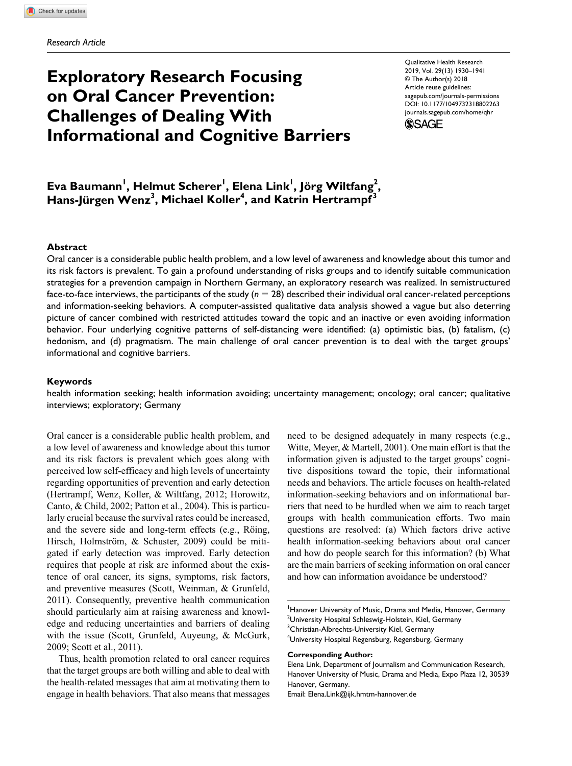Research Article

# Exploratory Research Focusing on Oral Cancer Prevention: Challenges of Dealing With Informational and Cognitive Barriers

Qualitative Health Research
2019, Vol. 29(13) 1930–1941
© The Author(s) 2018
Article reuse guidelines:
sagepub.com/journals-permissions
DOI: 10.1177/1049732318802263
journals.sagepub.com/home/qhr

**Eva Baumann[1], Helmut Scherer[1], Elena Link[1], Jörg Wiltfang[2], Hans-Jürgen Wenz[3], Michael Koller[4], and Katrin Hertrampf[3]**

## Abstract

Oral cancer is a considerable public health problem, and a low level of awareness and knowledge about this tumor and its risk factors is prevalent. To gain a profound understanding of risks groups and to identify suitable communication strategies for a prevention campaign in Northern Germany, an exploratory research was realized. In semistructured face-to-face interviews, the participants of the study ($n = 28$) described their individual oral cancer-related perceptions and information-seeking behaviors. A computer-assisted qualitative data analysis showed a vague but also deterring picture of cancer combined with restricted attitudes toward the topic and an inactive or even avoiding information behavior. Four underlying cognitive patterns of self-distancing were identified: (a) optimistic bias, (b) fatalism, (c) hedonism, and (d) pragmatism. The main challenge of oral cancer prevention is to deal with the target groups' informational and cognitive barriers.

## Keywords

health information seeking; health information avoiding; uncertainty management; oncology; oral cancer; qualitative interviews; exploratory; Germany

Oral cancer is a considerable public health problem, and a low level of awareness and knowledge about this tumor and its risk factors is prevalent which goes along with perceived low self-efficacy and high levels of uncertainty regarding opportunities of prevention and early detection (Hertrampf, Wenz, Koller, & Wiltfang, 2012; Horowitz, Canto, & Child, 2002; Patton et al., 2004). This is particularly crucial because the survival rates could be increased, and the severe side and long-term effects (e.g., Röing, Hirsch, Holmström, & Schuster, 2009) could be mitigated if early detection was improved. Early detection requires that people at risk are informed about the existence of oral cancer, its signs, symptoms, risk factors, and preventive measures (Scott, Weinman, & Grunfeld, 2011). Consequently, preventive health communication should particularly aim at raising awareness and knowledge and reducing uncertainties and barriers of dealing with the issue (Scott, Grunfeld, Auyeung, & McGurk, 2009; Scott et al., 2011).

Thus, health promotion related to oral cancer requires that the target groups are both willing and able to deal with the health-related messages that aim at motivating them to engage in health behaviors. That also means that messages need to be designed adequately in many respects (e.g., Witte, Meyer, & Martell, 2001). One main effort is that the information given is adjusted to the target groups' cognitive dispositions toward the topic, their informational needs and behaviors. The article focuses on health-related information-seeking behaviors and on informational barriers that need to be hurdled when we aim to reach target groups with health communication efforts. Two main questions are resolved: (a) Which factors drive active health information-seeking behaviors about oral cancer and how do people search for this information? (b) What are the main barriers of seeking information on oral cancer and how can information avoidance be understood?

[1]Hanover University of Music, Drama and Media, Hanover, Germany
[2]University Hospital Schleswig-Holstein, Kiel, Germany
[3]Christian-Albrechts-University Kiel, Germany
[4]University Hospital Regensburg, Regensburg, Germany

**Corresponding Author:**
Elena Link, Department of Journalism and Communication Research, Hanover University of Music, Drama and Media, Expo Plaza 12, 30539 Hanover, Germany.
Email: Elena.Link@ijk.hmtm-hannover.de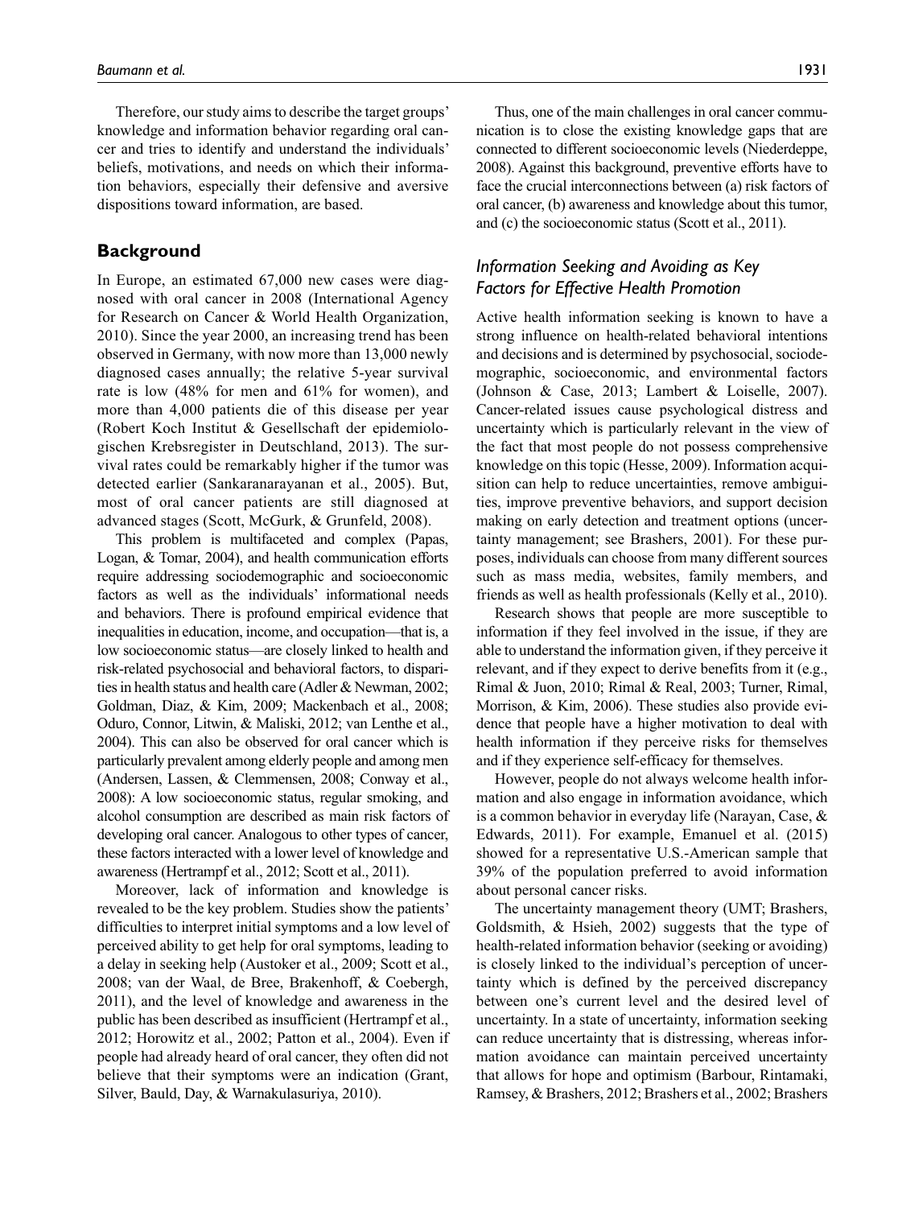Therefore, our study aims to describe the target groups' knowledge and information behavior regarding oral cancer and tries to identify and understand the individuals' beliefs, motivations, and needs on which their information behaviors, especially their defensive and aversive dispositions toward information, are based.

## Background

In Europe, an estimated 67,000 new cases were diagnosed with oral cancer in 2008 (International Agency for Research on Cancer & World Health Organization, 2010). Since the year 2000, an increasing trend has been observed in Germany, with now more than 13,000 newly diagnosed cases annually; the relative 5-year survival rate is low (48% for men and 61% for women), and more than 4,000 patients die of this disease per year (Robert Koch Institut & Gesellschaft der epidemiologischen Krebsregister in Deutschland, 2013). The survival rates could be remarkably higher if the tumor was detected earlier (Sankaranarayanan et al., 2005). But, most of oral cancer patients are still diagnosed at advanced stages (Scott, McGurk, & Grunfeld, 2008).

This problem is multifaceted and complex (Papas, Logan, & Tomar, 2004), and health communication efforts require addressing sociodemographic and socioeconomic factors as well as the individuals' informational needs and behaviors. There is profound empirical evidence that inequalities in education, income, and occupation—that is, a low socioeconomic status—are closely linked to health and risk-related psychosocial and behavioral factors, to disparities in health status and health care (Adler & Newman, 2002; Goldman, Diaz, & Kim, 2009; Mackenbach et al., 2008; Oduro, Connor, Litwin, & Maliski, 2012; van Lenthe et al., 2004). This can also be observed for oral cancer which is particularly prevalent among elderly people and among men (Andersen, Lassen, & Clemmensen, 2008; Conway et al., 2008): A low socioeconomic status, regular smoking, and alcohol consumption are described as main risk factors of developing oral cancer. Analogous to other types of cancer, these factors interacted with a lower level of knowledge and awareness (Hertrampf et al., 2012; Scott et al., 2011).

Moreover, lack of information and knowledge is revealed to be the key problem. Studies show the patients' difficulties to interpret initial symptoms and a low level of perceived ability to get help for oral symptoms, leading to a delay in seeking help (Austoker et al., 2009; Scott et al., 2008; van der Waal, de Bree, Brakenhoff, & Coebergh, 2011), and the level of knowledge and awareness in the public has been described as insufficient (Hertrampf et al., 2012; Horowitz et al., 2002; Patton et al., 2004). Even if people had already heard of oral cancer, they often did not believe that their symptoms were an indication (Grant, Silver, Bauld, Day, & Warnakulasuriya, 2010).

Thus, one of the main challenges in oral cancer communication is to close the existing knowledge gaps that are connected to different socioeconomic levels (Niederdeppe, 2008). Against this background, preventive efforts have to face the crucial interconnections between (a) risk factors of oral cancer, (b) awareness and knowledge about this tumor, and (c) the socioeconomic status (Scott et al., 2011).

### *Information Seeking and Avoiding as Key Factors for Effective Health Promotion*

Active health information seeking is known to have a strong influence on health-related behavioral intentions and decisions and is determined by psychosocial, sociodemographic, socioeconomic, and environmental factors (Johnson & Case, 2013; Lambert & Loiselle, 2007). Cancer-related issues cause psychological distress and uncertainty which is particularly relevant in the view of the fact that most people do not possess comprehensive knowledge on this topic (Hesse, 2009). Information acquisition can help to reduce uncertainties, remove ambiguities, improve preventive behaviors, and support decision making on early detection and treatment options (uncertainty management; see Brashers, 2001). For these purposes, individuals can choose from many different sources such as mass media, websites, family members, and friends as well as health professionals (Kelly et al., 2010).

Research shows that people are more susceptible to information if they feel involved in the issue, if they are able to understand the information given, if they perceive it relevant, and if they expect to derive benefits from it (e.g., Rimal & Juon, 2010; Rimal & Real, 2003; Turner, Rimal, Morrison, & Kim, 2006). These studies also provide evidence that people have a higher motivation to deal with health information if they perceive risks for themselves and if they experience self-efficacy for themselves.

However, people do not always welcome health information and also engage in information avoidance, which is a common behavior in everyday life (Narayan, Case, & Edwards, 2011). For example, Emanuel et al. (2015) showed for a representative U.S.-American sample that 39% of the population preferred to avoid information about personal cancer risks.

The uncertainty management theory (UMT; Brashers, Goldsmith, & Hsieh, 2002) suggests that the type of health-related information behavior (seeking or avoiding) is closely linked to the individual's perception of uncertainty which is defined by the perceived discrepancy between one's current level and the desired level of uncertainty. In a state of uncertainty, information seeking can reduce uncertainty that is distressing, whereas information avoidance can maintain perceived uncertainty that allows for hope and optimism (Barbour, Rintamaki, Ramsey, & Brashers, 2012; Brashers et al., 2002; Brashers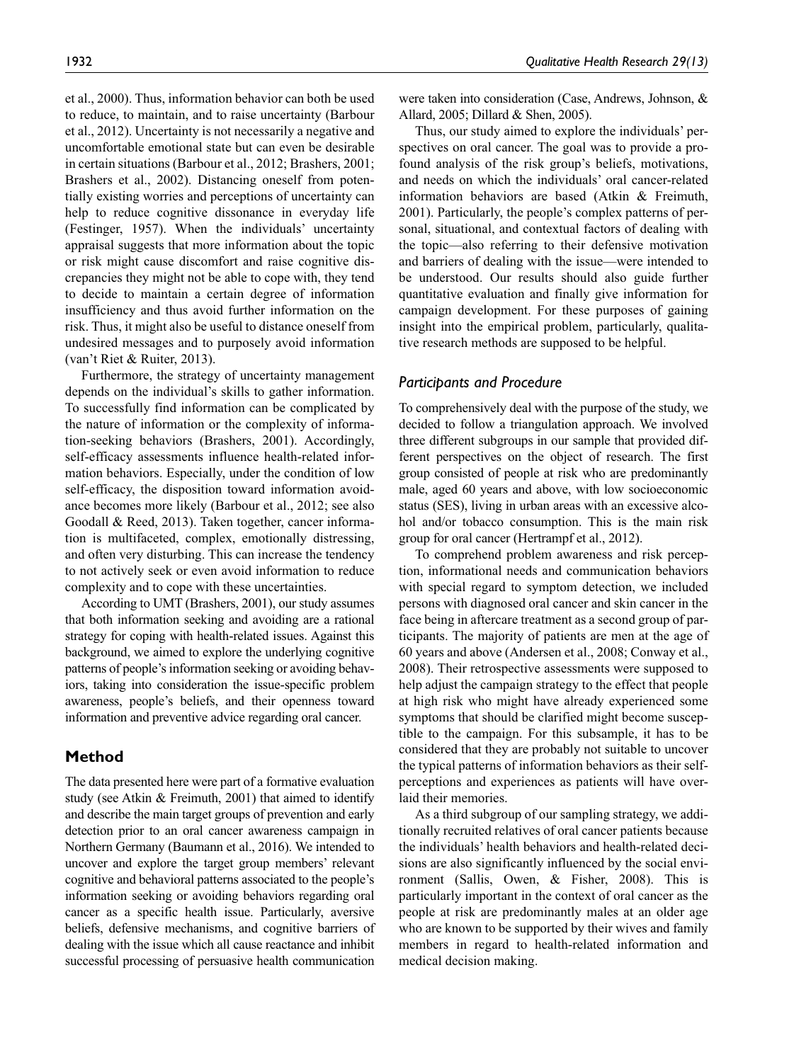et al., 2000). Thus, information behavior can both be used to reduce, to maintain, and to raise uncertainty (Barbour et al., 2012). Uncertainty is not necessarily a negative and uncomfortable emotional state but can even be desirable in certain situations (Barbour et al., 2012; Brashers, 2001; Brashers et al., 2002). Distancing oneself from potentially existing worries and perceptions of uncertainty can help to reduce cognitive dissonance in everyday life (Festinger, 1957). When the individuals' uncertainty appraisal suggests that more information about the topic or risk might cause discomfort and raise cognitive discrepancies they might not be able to cope with, they tend to decide to maintain a certain degree of information insufficiency and thus avoid further information on the risk. Thus, it might also be useful to distance oneself from undesired messages and to purposely avoid information (van't Riet & Ruiter, 2013).

Furthermore, the strategy of uncertainty management depends on the individual's skills to gather information. To successfully find information can be complicated by the nature of information or the complexity of information-seeking behaviors (Brashers, 2001). Accordingly, self-efficacy assessments influence health-related information behaviors. Especially, under the condition of low self-efficacy, the disposition toward information avoidance becomes more likely (Barbour et al., 2012; see also Goodall & Reed, 2013). Taken together, cancer information is multifaceted, complex, emotionally distressing, and often very disturbing. This can increase the tendency to not actively seek or even avoid information to reduce complexity and to cope with these uncertainties.

According to UMT (Brashers, 2001), our study assumes that both information seeking and avoiding are a rational strategy for coping with health-related issues. Against this background, we aimed to explore the underlying cognitive patterns of people's information seeking or avoiding behaviors, taking into consideration the issue-specific problem awareness, people's beliefs, and their openness toward information and preventive advice regarding oral cancer.

## Method

The data presented here were part of a formative evaluation study (see Atkin & Freimuth, 2001) that aimed to identify and describe the main target groups of prevention and early detection prior to an oral cancer awareness campaign in Northern Germany (Baumann et al., 2016). We intended to uncover and explore the target group members' relevant cognitive and behavioral patterns associated to the people's information seeking or avoiding behaviors regarding oral cancer as a specific health issue. Particularly, aversive beliefs, defensive mechanisms, and cognitive barriers of dealing with the issue which all cause reactance and inhibit successful processing of persuasive health communication were taken into consideration (Case, Andrews, Johnson, & Allard, 2005; Dillard & Shen, 2005).

Thus, our study aimed to explore the individuals' perspectives on oral cancer. The goal was to provide a profound analysis of the risk group's beliefs, motivations, and needs on which the individuals' oral cancer-related information behaviors are based (Atkin & Freimuth, 2001). Particularly, the people's complex patterns of personal, situational, and contextual factors of dealing with the topic—also referring to their defensive motivation and barriers of dealing with the issue—were intended to be understood. Our results should also guide further quantitative evaluation and finally give information for campaign development. For these purposes of gaining insight into the empirical problem, particularly, qualitative research methods are supposed to be helpful.

### *Participants and Procedure*

To comprehensively deal with the purpose of the study, we decided to follow a triangulation approach. We involved three different subgroups in our sample that provided different perspectives on the object of research. The first group consisted of people at risk who are predominantly male, aged 60 years and above, with low socioeconomic status (SES), living in urban areas with an excessive alcohol and/or tobacco consumption. This is the main risk group for oral cancer (Hertrampf et al., 2012).

To comprehend problem awareness and risk perception, informational needs and communication behaviors with special regard to symptom detection, we included persons with diagnosed oral cancer and skin cancer in the face being in aftercare treatment as a second group of participants. The majority of patients are men at the age of 60 years and above (Andersen et al., 2008; Conway et al., 2008). Their retrospective assessments were supposed to help adjust the campaign strategy to the effect that people at high risk who might have already experienced some symptoms that should be clarified might become susceptible to the campaign. For this subsample, it has to be considered that they are probably not suitable to uncover the typical patterns of information behaviors as their self-perceptions and experiences as patients will have overlaid their memories.

As a third subgroup of our sampling strategy, we additionally recruited relatives of oral cancer patients because the individuals' health behaviors and health-related decisions are also significantly influenced by the social environment (Sallis, Owen, & Fisher, 2008). This is particularly important in the context of oral cancer as the people at risk are predominantly males at an older age who are known to be supported by their wives and family members in regard to health-related information and medical decision making.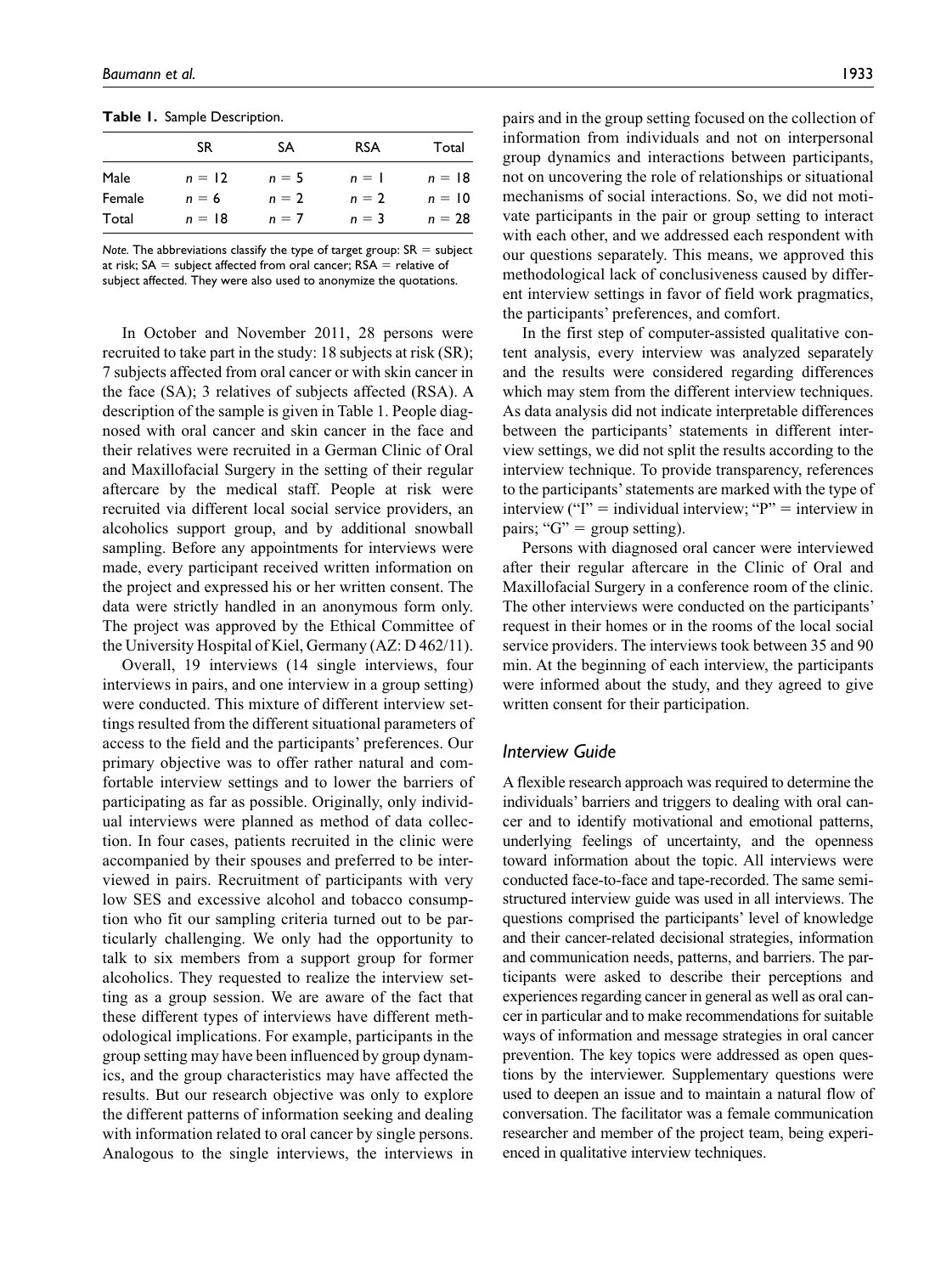**Table 1.** Sample Description.

| | SR | SA | RSA | Total |
|---|---|---|---|---|
| Male | $n = 12$ | $n = 5$ | $n = 1$ | $n = 18$ |
| Female | $n = 6$ | $n = 2$ | $n = 2$ | $n = 10$ |
| Total | $n = 18$ | $n = 7$ | $n = 3$ | $n = 28$ |

*Note.* The abbreviations classify the type of target group: SR = subject at risk; SA = subject affected from oral cancer; RSA = relative of subject affected. They were also used to anonymize the quotations.

In October and November 2011, 28 persons were recruited to take part in the study: 18 subjects at risk (SR); 7 subjects affected from oral cancer or with skin cancer in the face (SA); 3 relatives of subjects affected (RSA). A description of the sample is given in Table 1. People diagnosed with oral cancer and skin cancer in the face and their relatives were recruited in a German Clinic of Oral and Maxillofacial Surgery in the setting of their regular aftercare by the medical staff. People at risk were recruited via different local social service providers, an alcoholics support group, and by additional snowball sampling. Before any appointments for interviews were made, every participant received written information on the project and expressed his or her written consent. The data were strictly handled in an anonymous form only. The project was approved by the Ethical Committee of the University Hospital of Kiel, Germany (AZ: D 462/11).

Overall, 19 interviews (14 single interviews, four interviews in pairs, and one interview in a group setting) were conducted. This mixture of different interview settings resulted from the different situational parameters of access to the field and the participants' preferences. Our primary objective was to offer rather natural and comfortable interview settings and to lower the barriers of participating as far as possible. Originally, only individual interviews were planned as method of data collection. In four cases, patients recruited in the clinic were accompanied by their spouses and preferred to be interviewed in pairs. Recruitment of participants with very low SES and excessive alcohol and tobacco consumption who fit our sampling criteria turned out to be particularly challenging. We only had the opportunity to talk to six members from a support group for former alcoholics. They requested to realize the interview setting as a group session. We are aware of the fact that these different types of interviews have different methodological implications. For example, participants in the group setting may have been influenced by group dynamics, and the group characteristics may have affected the results. But our research objective was only to explore the different patterns of information seeking and dealing with information related to oral cancer by single persons. Analogous to the single interviews, the interviews in pairs and in the group setting focused on the collection of information from individuals and not on interpersonal group dynamics and interactions between participants, not on uncovering the role of relationships or situational mechanisms of social interactions. So, we did not motivate participants in the pair or group setting to interact with each other, and we addressed each respondent with our questions separately. This means, we approved this methodological lack of conclusiveness caused by different interview settings in favor of field work pragmatics, the participants' preferences, and comfort.

In the first step of computer-assisted qualitative content analysis, every interview was analyzed separately and the results were considered regarding differences which may stem from the different interview techniques. As data analysis did not indicate interpretable differences between the participants' statements in different interview settings, we did not split the results according to the interview technique. To provide transparency, references to the participants' statements are marked with the type of interview ("I" = individual interview; "P" = interview in pairs; "G" = group setting).

Persons with diagnosed oral cancer were interviewed after their regular aftercare in the Clinic of Oral and Maxillofacial Surgery in a conference room of the clinic. The other interviews were conducted on the participants' request in their homes or in the rooms of the local social service providers. The interviews took between 35 and 90 min. At the beginning of each interview, the participants were informed about the study, and they agreed to give written consent for their participation.

### *Interview Guide*

A flexible research approach was required to determine the individuals' barriers and triggers to dealing with oral cancer and to identify motivational and emotional patterns, underlying feelings of uncertainty, and the openness toward information about the topic. All interviews were conducted face-to-face and tape-recorded. The same semi-structured interview guide was used in all interviews. The questions comprised the participants' level of knowledge and their cancer-related decisional strategies, information and communication needs, patterns, and barriers. The participants were asked to describe their perceptions and experiences regarding cancer in general as well as oral cancer in particular and to make recommendations for suitable ways of information and message strategies in oral cancer prevention. The key topics were addressed as open questions by the interviewer. Supplementary questions were used to deepen an issue and to maintain a natural flow of conversation. The facilitator was a female communication researcher and member of the project team, being experienced in qualitative interview techniques.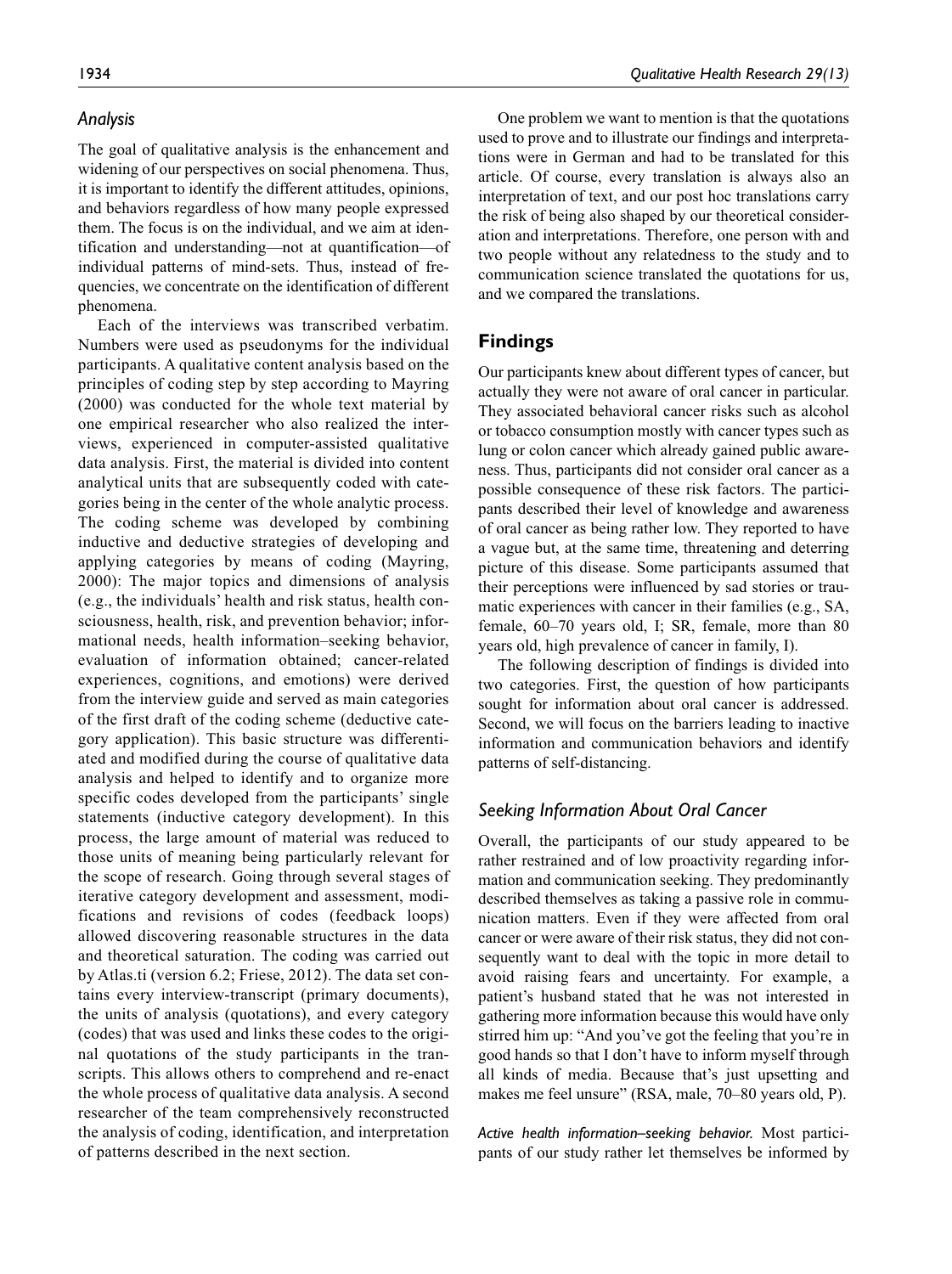### *Analysis*

The goal of qualitative analysis is the enhancement and widening of our perspectives on social phenomena. Thus, it is important to identify the different attitudes, opinions, and behaviors regardless of how many people expressed them. The focus is on the individual, and we aim at identification and understanding—not at quantification—of individual patterns of mind-sets. Thus, instead of frequencies, we concentrate on the identification of different phenomena.

Each of the interviews was transcribed verbatim. Numbers were used as pseudonyms for the individual participants. A qualitative content analysis based on the principles of coding step by step according to Mayring (2000) was conducted for the whole text material by one empirical researcher who also realized the interviews, experienced in computer-assisted qualitative data analysis. First, the material is divided into content analytical units that are subsequently coded with categories being in the center of the whole analytic process. The coding scheme was developed by combining inductive and deductive strategies of developing and applying categories by means of coding (Mayring, 2000): The major topics and dimensions of analysis (e.g., the individuals' health and risk status, health consciousness, health, risk, and prevention behavior; informational needs, health information–seeking behavior, evaluation of information obtained; cancer-related experiences, cognitions, and emotions) were derived from the interview guide and served as main categories of the first draft of the coding scheme (deductive category application). This basic structure was differentiated and modified during the course of qualitative data analysis and helped to identify and to organize more specific codes developed from the participants' single statements (inductive category development). In this process, the large amount of material was reduced to those units of meaning being particularly relevant for the scope of research. Going through several stages of iterative category development and assessment, modifications and revisions of codes (feedback loops) allowed discovering reasonable structures in the data and theoretical saturation. The coding was carried out by Atlas.ti (version 6.2; Friese, 2012). The data set contains every interview-transcript (primary documents), the units of analysis (quotations), and every category (codes) that was used and links these codes to the original quotations of the study participants in the transcripts. This allows others to comprehend and re-enact the whole process of qualitative data analysis. A second researcher of the team comprehensively reconstructed the analysis of coding, identification, and interpretation of patterns described in the next section.

One problem we want to mention is that the quotations used to prove and to illustrate our findings and interpretations were in German and had to be translated for this article. Of course, every translation is always also an interpretation of text, and our post hoc translations carry the risk of being also shaped by our theoretical consideration and interpretations. Therefore, one person with and two people without any relatedness to the study and to communication science translated the quotations for us, and we compared the translations.

## Findings

Our participants knew about different types of cancer, but actually they were not aware of oral cancer in particular. They associated behavioral cancer risks such as alcohol or tobacco consumption mostly with cancer types such as lung or colon cancer which already gained public awareness. Thus, participants did not consider oral cancer as a possible consequence of these risk factors. The participants described their level of knowledge and awareness of oral cancer as being rather low. They reported to have a vague but, at the same time, threatening and deterring picture of this disease. Some participants assumed that their perceptions were influenced by sad stories or traumatic experiences with cancer in their families (e.g., SA, female, 60–70 years old, I; SR, female, more than 80 years old, high prevalence of cancer in family, I).

The following description of findings is divided into two categories. First, the question of how participants sought for information about oral cancer is addressed. Second, we will focus on the barriers leading to inactive information and communication behaviors and identify patterns of self-distancing.

### *Seeking Information About Oral Cancer*

Overall, the participants of our study appeared to be rather restrained and of low proactivity regarding information and communication seeking. They predominantly described themselves as taking a passive role in communication matters. Even if they were affected from oral cancer or were aware of their risk status, they did not consequently want to deal with the topic in more detail to avoid raising fears and uncertainty. For example, a patient's husband stated that he was not interested in gathering more information because this would have only stirred him up: "And you've got the feeling that you're in good hands so that I don't have to inform myself through all kinds of media. Because that's just upsetting and makes me feel unsure" (RSA, male, 70–80 years old, P).

*Active health information–seeking behavior.* Most participants of our study rather let themselves be informed by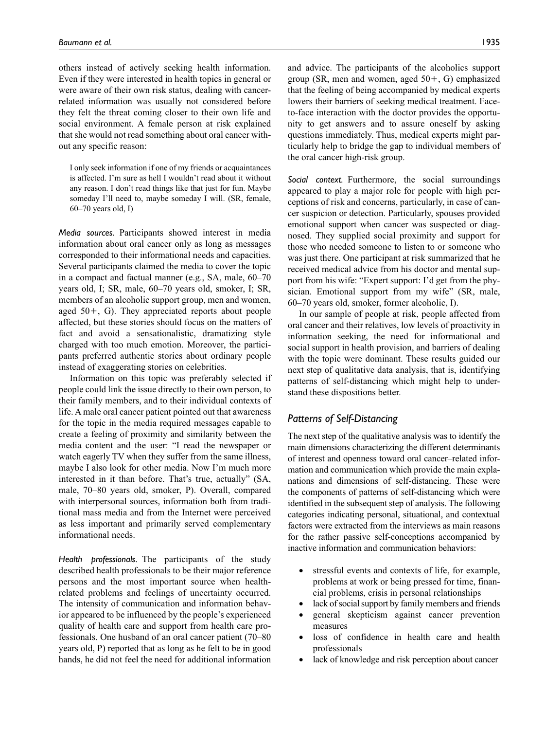others instead of actively seeking health information. Even if they were interested in health topics in general or were aware of their own risk status, dealing with cancer-related information was usually not considered before they felt the threat coming closer to their own life and social environment. A female person at risk explained that she would not read something about oral cancer without any specific reason:

> I only seek information if one of my friends or acquaintances is affected. I'm sure as hell I wouldn't read about it without any reason. I don't read things like that just for fun. Maybe someday I'll need to, maybe someday I will. (SR, female, 60–70 years old, I)

*Media sources.* Participants showed interest in media information about oral cancer only as long as messages corresponded to their informational needs and capacities. Several participants claimed the media to cover the topic in a compact and factual manner (e.g., SA, male, 60–70 years old, I; SR, male, 60–70 years old, smoker, I; SR, members of an alcoholic support group, men and women, aged 50+, G). They appreciated reports about people affected, but these stories should focus on the matters of fact and avoid a sensationalistic, dramatizing style charged with too much emotion. Moreover, the participants preferred authentic stories about ordinary people instead of exaggerating stories on celebrities.

Information on this topic was preferably selected if people could link the issue directly to their own person, to their family members, and to their individual contexts of life. A male oral cancer patient pointed out that awareness for the topic in the media required messages capable to create a feeling of proximity and similarity between the media content and the user: "I read the newspaper or watch eagerly TV when they suffer from the same illness, maybe I also look for other media. Now I'm much more interested in it than before. That's true, actually" (SA, male, 70–80 years old, smoker, P). Overall, compared with interpersonal sources, information both from traditional mass media and from the Internet were perceived as less important and primarily served complementary informational needs.

*Health professionals.* The participants of the study described health professionals to be their major reference persons and the most important source when health-related problems and feelings of uncertainty occurred. The intensity of communication and information behavior appeared to be influenced by the people's experienced quality of health care and support from health care professionals. One husband of an oral cancer patient (70–80 years old, P) reported that as long as he felt to be in good hands, he did not feel the need for additional information and advice. The participants of the alcoholics support group (SR, men and women, aged 50+, G) emphasized that the feeling of being accompanied by medical experts lowers their barriers of seeking medical treatment. Face-to-face interaction with the doctor provides the opportunity to get answers and to assure oneself by asking questions immediately. Thus, medical experts might particularly help to bridge the gap to individual members of the oral cancer high-risk group.

*Social context.* Furthermore, the social surroundings appeared to play a major role for people with high perceptions of risk and concerns, particularly, in case of cancer suspicion or detection. Particularly, spouses provided emotional support when cancer was suspected or diagnosed. They supplied social proximity and support for those who needed someone to listen to or someone who was just there. One participant at risk summarized that he received medical advice from his doctor and mental support from his wife: "Expert support: I'd get from the physician. Emotional support from my wife" (SR, male, 60–70 years old, smoker, former alcoholic, I).

In our sample of people at risk, people affected from oral cancer and their relatives, low levels of proactivity in information seeking, the need for informational and social support in health provision, and barriers of dealing with the topic were dominant. These results guided our next step of qualitative data analysis, that is, identifying patterns of self-distancing which might help to understand these dispositions better.

## *Patterns of Self-Distancing*

The next step of the qualitative analysis was to identify the main dimensions characterizing the different determinants of interest and openness toward oral cancer–related information and communication which provide the main explanations and dimensions of self-distancing. These were the components of patterns of self-distancing which were identified in the subsequent step of analysis. The following categories indicating personal, situational, and contextual factors were extracted from the interviews as main reasons for the rather passive self-conceptions accompanied by inactive information and communication behaviors:

- stressful events and contexts of life, for example, problems at work or being pressed for time, financial problems, crisis in personal relationships
- lack of social support by family members and friends
- general skepticism against cancer prevention measures
- loss of confidence in health care and health professionals
- lack of knowledge and risk perception about cancer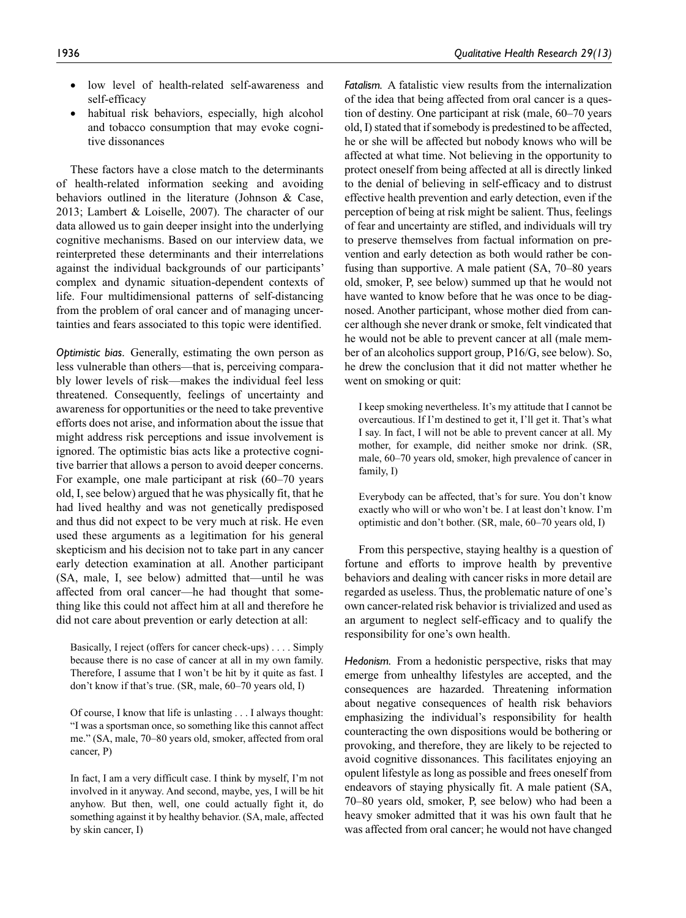- low level of health-related self-awareness and self-efficacy
- habitual risk behaviors, especially, high alcohol and tobacco consumption that may evoke cognitive dissonances

These factors have a close match to the determinants of health-related information seeking and avoiding behaviors outlined in the literature (Johnson & Case, 2013; Lambert & Loiselle, 2007). The character of our data allowed us to gain deeper insight into the underlying cognitive mechanisms. Based on our interview data, we reinterpreted these determinants and their interrelations against the individual backgrounds of our participants' complex and dynamic situation-dependent contexts of life. Four multidimensional patterns of self-distancing from the problem of oral cancer and of managing uncertainties and fears associated to this topic were identified.

*Optimistic bias.* Generally, estimating the own person as less vulnerable than others—that is, perceiving comparably lower levels of risk—makes the individual feel less threatened. Consequently, feelings of uncertainty and awareness for opportunities or the need to take preventive efforts does not arise, and information about the issue that might address risk perceptions and issue involvement is ignored. The optimistic bias acts like a protective cognitive barrier that allows a person to avoid deeper concerns. For example, one male participant at risk (60–70 years old, I, see below) argued that he was physically fit, that he had lived healthy and was not genetically predisposed and thus did not expect to be very much at risk. He even used these arguments as a legitimation for his general skepticism and his decision not to take part in any cancer early detection examination at all. Another participant (SA, male, I, see below) admitted that—until he was affected from oral cancer—he had thought that something like this could not affect him at all and therefore he did not care about prevention or early detection at all:

> Basically, I reject (offers for cancer check-ups) . . . . Simply because there is no case of cancer at all in my own family. Therefore, I assume that I won't be hit by it quite as fast. I don't know if that's true. (SR, male, 60–70 years old, I)

> Of course, I know that life is unlasting . . . I always thought: "I was a sportsman once, so something like this cannot affect me." (SA, male, 70–80 years old, smoker, affected from oral cancer, P)

> In fact, I am a very difficult case. I think by myself, I'm not involved in it anyway. And second, maybe, yes, I will be hit anyhow. But then, well, one could actually fight it, do something against it by healthy behavior. (SA, male, affected by skin cancer, I)

*Fatalism.* A fatalistic view results from the internalization of the idea that being affected from oral cancer is a question of destiny. One participant at risk (male, 60–70 years old, I) stated that if somebody is predestined to be affected, he or she will be affected but nobody knows who will be affected at what time. Not believing in the opportunity to protect oneself from being affected at all is directly linked to the denial of believing in self-efficacy and to distrust effective health prevention and early detection, even if the perception of being at risk might be salient. Thus, feelings of fear and uncertainty are stifled, and individuals will try to preserve themselves from factual information on prevention and early detection as both would rather be confusing than supportive. A male patient (SA, 70–80 years old, smoker, P, see below) summed up that he would not have wanted to know before that he was once to be diagnosed. Another participant, whose mother died from cancer although she never drank or smoke, felt vindicated that he would not be able to prevent cancer at all (male member of an alcoholics support group, P16/G, see below). So, he drew the conclusion that it did not matter whether he went on smoking or quit:

> I keep smoking nevertheless. It's my attitude that I cannot be overcautious. If I'm destined to get it, I'll get it. That's what I say. In fact, I will not be able to prevent cancer at all. My mother, for example, did neither smoke nor drink. (SR, male, 60–70 years old, smoker, high prevalence of cancer in family, I)

> Everybody can be affected, that's for sure. You don't know exactly who will or who won't be. I at least don't know. I'm optimistic and don't bother. (SR, male, 60–70 years old, I)

From this perspective, staying healthy is a question of fortune and efforts to improve health by preventive behaviors and dealing with cancer risks in more detail are regarded as useless. Thus, the problematic nature of one's own cancer-related risk behavior is trivialized and used as an argument to neglect self-efficacy and to qualify the responsibility for one's own health.

*Hedonism.* From a hedonistic perspective, risks that may emerge from unhealthy lifestyles are accepted, and the consequences are hazarded. Threatening information about negative consequences of health risk behaviors emphasizing the individual's responsibility for health counteracting the own dispositions would be bothering or provoking, and therefore, they are likely to be rejected to avoid cognitive dissonances. This facilitates enjoying an opulent lifestyle as long as possible and frees oneself from endeavors of staying physically fit. A male patient (SA, 70–80 years old, smoker, P, see below) who had been a heavy smoker admitted that it was his own fault that he was affected from oral cancer; he would not have changed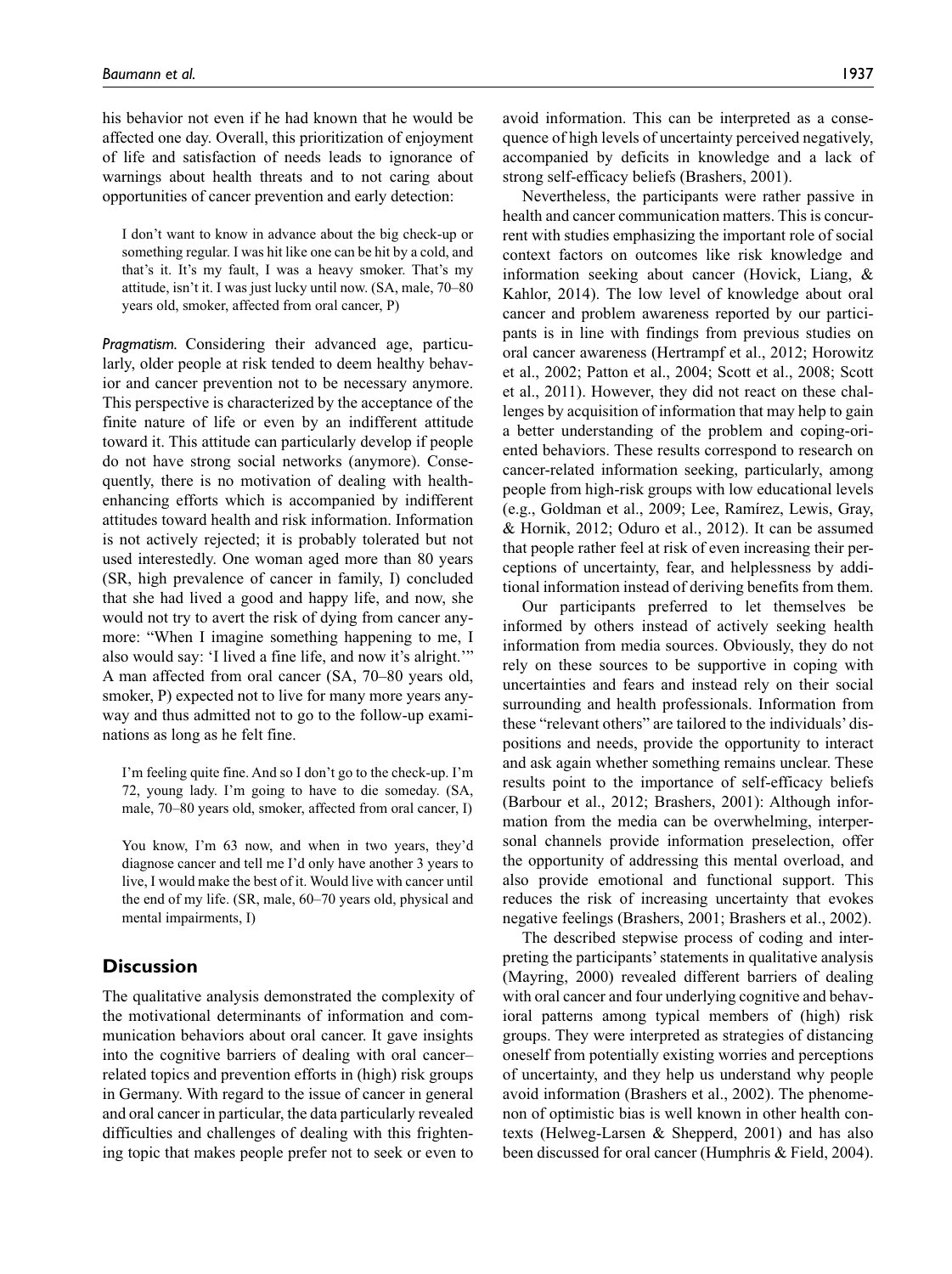his behavior not even if he had known that he would be affected one day. Overall, this prioritization of enjoyment of life and satisfaction of needs leads to ignorance of warnings about health threats and to not caring about opportunities of cancer prevention and early detection:

> I don't want to know in advance about the big check-up or something regular. I was hit like one can be hit by a cold, and that's it. It's my fault, I was a heavy smoker. That's my attitude, isn't it. I was just lucky until now. (SA, male, 70–80 years old, smoker, affected from oral cancer, P)

*Pragmatism.* Considering their advanced age, particularly, older people at risk tended to deem healthy behavior and cancer prevention not to be necessary anymore. This perspective is characterized by the acceptance of the finite nature of life or even by an indifferent attitude toward it. This attitude can particularly develop if people do not have strong social networks (anymore). Consequently, there is no motivation of dealing with health-enhancing efforts which is accompanied by indifferent attitudes toward health and risk information. Information is not actively rejected; it is probably tolerated but not used interestedly. One woman aged more than 80 years (SR, high prevalence of cancer in family, I) concluded that she had lived a good and happy life, and now, she would not try to avert the risk of dying from cancer anymore: "When I imagine something happening to me, I also would say: 'I lived a fine life, and now it's alright.'" A man affected from oral cancer (SA, 70–80 years old, smoker, P) expected not to live for many more years anyway and thus admitted not to go to the follow-up examinations as long as he felt fine.

> I'm feeling quite fine. And so I don't go to the check-up. I'm 72, young lady. I'm going to have to die someday. (SA, male, 70–80 years old, smoker, affected from oral cancer, I)

> You know, I'm 63 now, and when in two years, they'd diagnose cancer and tell me I'd only have another 3 years to live, I would make the best of it. Would live with cancer until the end of my life. (SR, male, 60–70 years old, physical and mental impairments, I)

## Discussion

The qualitative analysis demonstrated the complexity of the motivational determinants of information and communication behaviors about oral cancer. It gave insights into the cognitive barriers of dealing with oral cancer–related topics and prevention efforts in (high) risk groups in Germany. With regard to the issue of cancer in general and oral cancer in particular, the data particularly revealed difficulties and challenges of dealing with this frightening topic that makes people prefer not to seek or even to avoid information. This can be interpreted as a consequence of high levels of uncertainty perceived negatively, accompanied by deficits in knowledge and a lack of strong self-efficacy beliefs (Brashers, 2001).

Nevertheless, the participants were rather passive in health and cancer communication matters. This is concurrent with studies emphasizing the important role of social context factors on outcomes like risk knowledge and information seeking about cancer (Hovick, Liang, & Kahlor, 2014). The low level of knowledge about oral cancer and problem awareness reported by our participants is in line with findings from previous studies on oral cancer awareness (Hertrampf et al., 2012; Horowitz et al., 2002; Patton et al., 2004; Scott et al., 2008; Scott et al., 2011). However, they did not react on these challenges by acquisition of information that may help to gain a better understanding of the problem and coping-oriented behaviors. These results correspond to research on cancer-related information seeking, particularly, among people from high-risk groups with low educational levels (e.g., Goldman et al., 2009; Lee, Ramírez, Lewis, Gray, & Hornik, 2012; Oduro et al., 2012). It can be assumed that people rather feel at risk of even increasing their perceptions of uncertainty, fear, and helplessness by additional information instead of deriving benefits from them.

Our participants preferred to let themselves be informed by others instead of actively seeking health information from media sources. Obviously, they do not rely on these sources to be supportive in coping with uncertainties and fears and instead rely on their social surrounding and health professionals. Information from these "relevant others" are tailored to the individuals' dispositions and needs, provide the opportunity to interact and ask again whether something remains unclear. These results point to the importance of self-efficacy beliefs (Barbour et al., 2012; Brashers, 2001): Although information from the media can be overwhelming, interpersonal channels provide information preselection, offer the opportunity of addressing this mental overload, and also provide emotional and functional support. This reduces the risk of increasing uncertainty that evokes negative feelings (Brashers, 2001; Brashers et al., 2002).

The described stepwise process of coding and interpreting the participants' statements in qualitative analysis (Mayring, 2000) revealed different barriers of dealing with oral cancer and four underlying cognitive and behavioral patterns among typical members of (high) risk groups. They were interpreted as strategies of distancing oneself from potentially existing worries and perceptions of uncertainty, and they help us understand why people avoid information (Brashers et al., 2002). The phenomenon of optimistic bias is well known in other health contexts (Helweg-Larsen & Shepperd, 2001) and has also been discussed for oral cancer (Humphris & Field, 2004).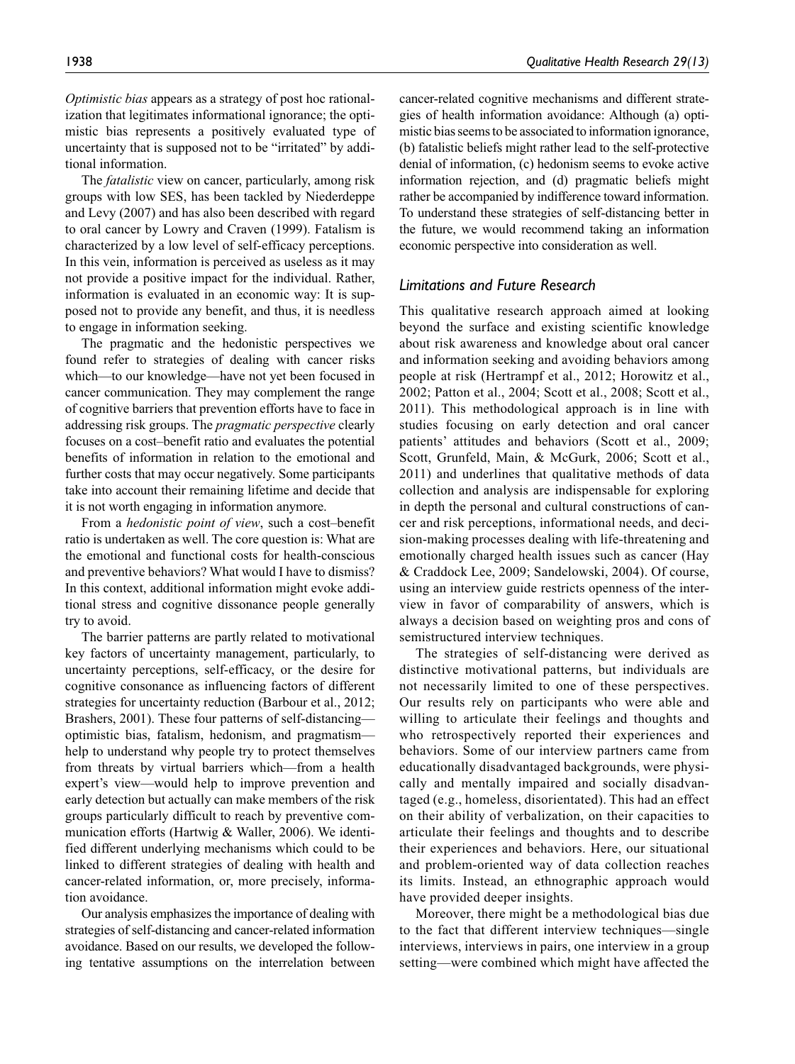*Optimistic bias* appears as a strategy of post hoc rationalization that legitimates informational ignorance; the optimistic bias represents a positively evaluated type of uncertainty that is supposed not to be "irritated" by additional information.

The *fatalistic* view on cancer, particularly, among risk groups with low SES, has been tackled by Niederdeppe and Levy (2007) and has also been described with regard to oral cancer by Lowry and Craven (1999). Fatalism is characterized by a low level of self-efficacy perceptions. In this vein, information is perceived as useless as it may not provide a positive impact for the individual. Rather, information is evaluated in an economic way: It is supposed not to provide any benefit, and thus, it is needless to engage in information seeking.

The pragmatic and the hedonistic perspectives we found refer to strategies of dealing with cancer risks which—to our knowledge—have not yet been focused in cancer communication. They may complement the range of cognitive barriers that prevention efforts have to face in addressing risk groups. The *pragmatic perspective* clearly focuses on a cost–benefit ratio and evaluates the potential benefits of information in relation to the emotional and further costs that may occur negatively. Some participants take into account their remaining lifetime and decide that it is not worth engaging in information anymore.

From a *hedonistic point of view*, such a cost–benefit ratio is undertaken as well. The core question is: What are the emotional and functional costs for health-conscious and preventive behaviors? What would I have to dismiss? In this context, additional information might evoke additional stress and cognitive dissonance people generally try to avoid.

The barrier patterns are partly related to motivational key factors of uncertainty management, particularly, to uncertainty perceptions, self-efficacy, or the desire for cognitive consonance as influencing factors of different strategies for uncertainty reduction (Barbour et al., 2012; Brashers, 2001). These four patterns of self-distancing—optimistic bias, fatalism, hedonism, and pragmatism—help to understand why people try to protect themselves from threats by virtual barriers which—from a health expert's view—would help to improve prevention and early detection but actually can make members of the risk groups particularly difficult to reach by preventive communication efforts (Hartwig & Waller, 2006). We identified different underlying mechanisms which could to be linked to different strategies of dealing with health and cancer-related information, or, more precisely, information avoidance.

Our analysis emphasizes the importance of dealing with strategies of self-distancing and cancer-related information avoidance. Based on our results, we developed the following tentative assumptions on the interrelation between cancer-related cognitive mechanisms and different strategies of health information avoidance: Although (a) optimistic bias seems to be associated to information ignorance, (b) fatalistic beliefs might rather lead to the self-protective denial of information, (c) hedonism seems to evoke active information rejection, and (d) pragmatic beliefs might rather be accompanied by indifference toward information. To understand these strategies of self-distancing better in the future, we would recommend taking an information economic perspective into consideration as well.

## Limitations and Future Research

This qualitative research approach aimed at looking beyond the surface and existing scientific knowledge about risk awareness and knowledge about oral cancer and information seeking and avoiding behaviors among people at risk (Hertrampf et al., 2012; Horowitz et al., 2002; Patton et al., 2004; Scott et al., 2008; Scott et al., 2011). This methodological approach is in line with studies focusing on early detection and oral cancer patients' attitudes and behaviors (Scott et al., 2009; Scott, Grunfeld, Main, & McGurk, 2006; Scott et al., 2011) and underlines that qualitative methods of data collection and analysis are indispensable for exploring in depth the personal and cultural constructions of cancer and risk perceptions, informational needs, and decision-making processes dealing with life-threatening and emotionally charged health issues such as cancer (Hay & Craddock Lee, 2009; Sandelowski, 2004). Of course, using an interview guide restricts openness of the interview in favor of comparability of answers, which is always a decision based on weighting pros and cons of semistructured interview techniques.

The strategies of self-distancing were derived as distinctive motivational patterns, but individuals are not necessarily limited to one of these perspectives. Our results rely on participants who were able and willing to articulate their feelings and thoughts and who retrospectively reported their experiences and behaviors. Some of our interview partners came from educationally disadvantaged backgrounds, were physically and mentally impaired and socially disadvantaged (e.g., homeless, disorientated). This had an effect on their ability of verbalization, on their capacities to articulate their feelings and thoughts and to describe their experiences and behaviors. Here, our situational and problem-oriented way of data collection reaches its limits. Instead, an ethnographic approach would have provided deeper insights.

Moreover, there might be a methodological bias due to the fact that different interview techniques—single interviews, interviews in pairs, one interview in a group setting—were combined which might have affected the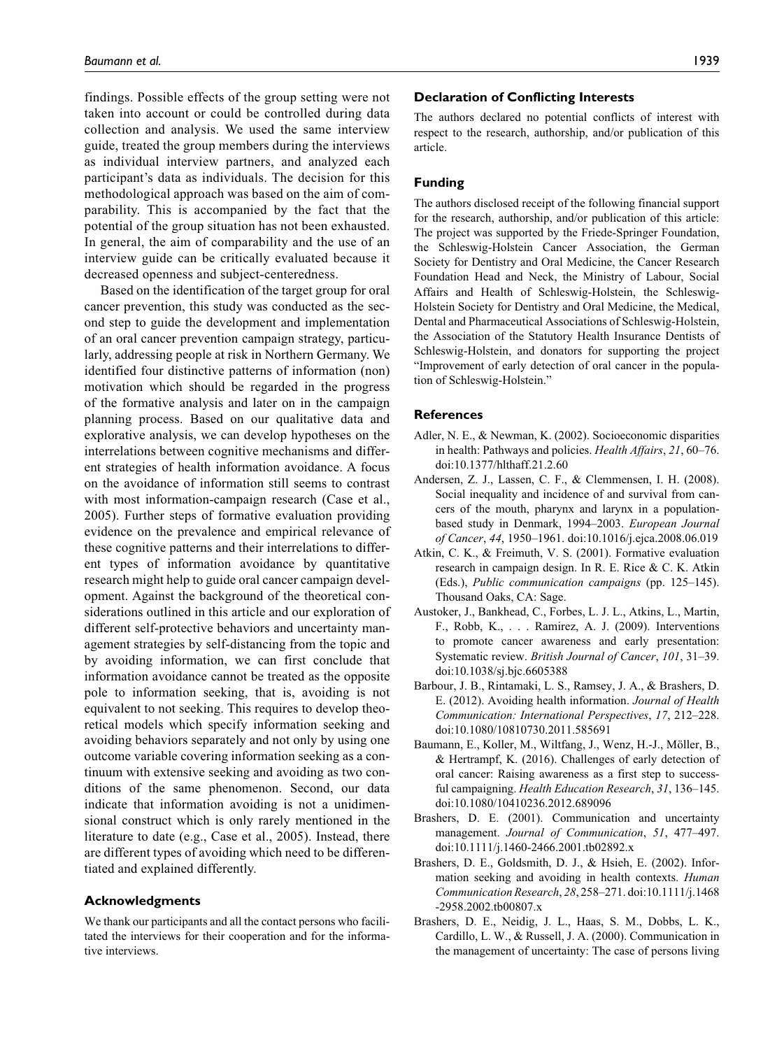findings. Possible effects of the group setting were not taken into account or could be controlled during data collection and analysis. We used the same interview guide, treated the group members during the interviews as individual interview partners, and analyzed each participant's data as individuals. The decision for this methodological approach was based on the aim of comparability. This is accompanied by the fact that the potential of the group situation has not been exhausted. In general, the aim of comparability and the use of an interview guide can be critically evaluated because it decreased openness and subject-centeredness.

Based on the identification of the target group for oral cancer prevention, this study was conducted as the second step to guide the development and implementation of an oral cancer prevention campaign strategy, particularly, addressing people at risk in Northern Germany. We identified four distinctive patterns of information (non) motivation which should be regarded in the progress of the formative analysis and later on in the campaign planning process. Based on our qualitative data and explorative analysis, we can develop hypotheses on the interrelations between cognitive mechanisms and different strategies of health information avoidance. A focus on the avoidance of information still seems to contrast with most information-campaign research (Case et al., 2005). Further steps of formative evaluation providing evidence on the prevalence and empirical relevance of these cognitive patterns and their interrelations to different types of information avoidance by quantitative research might help to guide oral cancer campaign development. Against the background of the theoretical considerations outlined in this article and our exploration of different self-protective behaviors and uncertainty management strategies by self-distancing from the topic and by avoiding information, we can first conclude that information avoidance cannot be treated as the opposite pole to information seeking, that is, avoiding is not equivalent to not seeking. This requires to develop theoretical models which specify information seeking and avoiding behaviors separately and not only by using one outcome variable covering information seeking as a continuum with extensive seeking and avoiding as two conditions of the same phenomenon. Second, our data indicate that information avoiding is not a unidimensional construct which is only rarely mentioned in the literature to date (e.g., Case et al., 2005). Instead, there are different types of avoiding which need to be differentiated and explained differently.

## Acknowledgments

We thank our participants and all the contact persons who facilitated the interviews for their cooperation and for the informative interviews.

## Declaration of Conflicting Interests

The authors declared no potential conflicts of interest with respect to the research, authorship, and/or publication of this article.

## Funding

The authors disclosed receipt of the following financial support for the research, authorship, and/or publication of this article: The project was supported by the Friede-Springer Foundation, the Schleswig-Holstein Cancer Association, the German Society for Dentistry and Oral Medicine, the Cancer Research Foundation Head and Neck, the Ministry of Labour, Social Affairs and Health of Schleswig-Holstein, the Schleswig-Holstein Society for Dentistry and Oral Medicine, the Medical, Dental and Pharmaceutical Associations of Schleswig-Holstein, the Association of the Statutory Health Insurance Dentists of Schleswig-Holstein, and donators for supporting the project "Improvement of early detection of oral cancer in the population of Schleswig-Holstein."

## References

Adler, N. E., & Newman, K. (2002). Socioeconomic disparities in health: Pathways and policies. *Health Affairs*, *21*, 60–76. doi:10.1377/hlthaff.21.2.60

Andersen, Z. J., Lassen, C. F., & Clemmensen, I. H. (2008). Social inequality and incidence of and survival from cancers of the mouth, pharynx and larynx in a population-based study in Denmark, 1994–2003. *European Journal of Cancer*, *44*, 1950–1961. doi:10.1016/j.ejca.2008.06.019

Atkin, C. K., & Freimuth, V. S. (2001). Formative evaluation research in campaign design. In R. E. Rice & C. K. Atkin (Eds.), *Public communication campaigns* (pp. 125–145). Thousand Oaks, CA: Sage.

Austoker, J., Bankhead, C., Forbes, L. J. L., Atkins, L., Martin, F., Robb, K., . . . Ramirez, A. J. (2009). Interventions to promote cancer awareness and early presentation: Systematic review. *British Journal of Cancer*, *101*, 31–39. doi:10.1038/sj.bjc.6605388

Barbour, J. B., Rintamaki, L. S., Ramsey, J. A., & Brashers, D. E. (2012). Avoiding health information. *Journal of Health Communication: International Perspectives*, *17*, 212–228. doi:10.1080/10810730.2011.585691

Baumann, E., Koller, M., Wiltfang, J., Wenz, H.-J., Möller, B., & Hertrampf, K. (2016). Challenges of early detection of oral cancer: Raising awareness as a first step to successful campaigning. *Health Education Research*, *31*, 136–145. doi:10.1080/10410236.2012.689096

Brashers, D. E. (2001). Communication and uncertainty management. *Journal of Communication*, *51*, 477–497. doi:10.1111/j.1460-2466.2001.tb02892.x

Brashers, D. E., Goldsmith, D. J., & Hsieh, E. (2002). Information seeking and avoiding in health contexts. *Human Communication Research*, *28*, 258–271. doi:10.1111/j.1468-2958.2002.tb00807.x

Brashers, D. E., Neidig, J. L., Haas, S. M., Dobbs, L. K., Cardillo, L. W., & Russell, J. A. (2000). Communication in the management of uncertainty: The case of persons living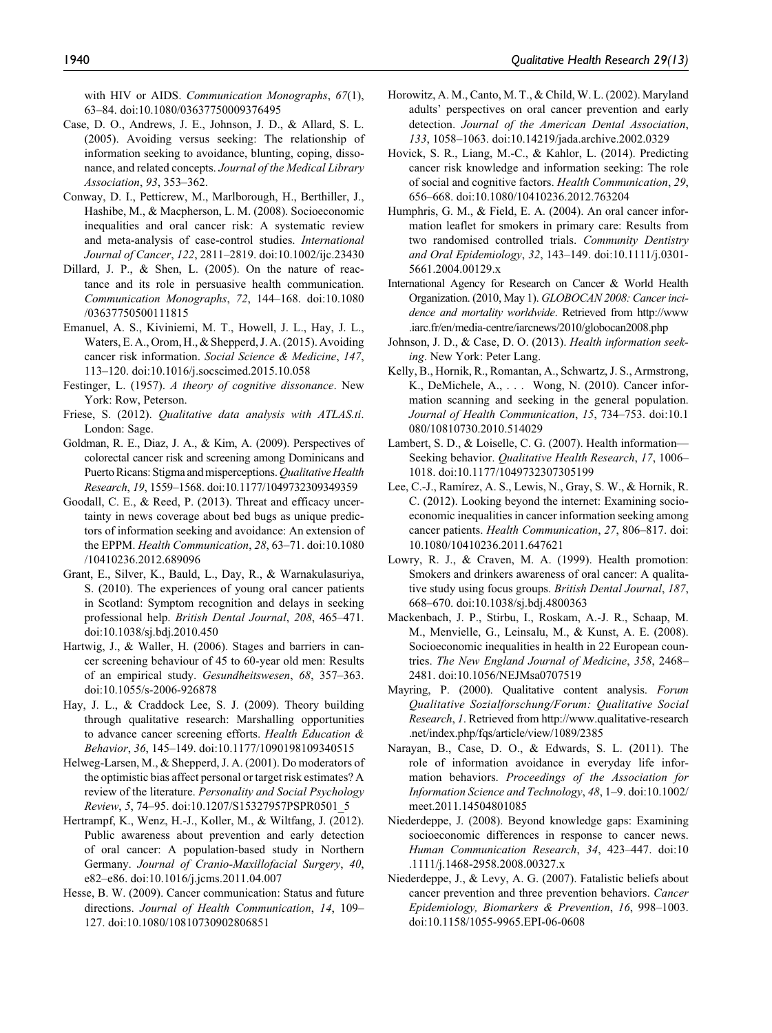with HIV or AIDS. *Communication Monographs*, *67*(1), 63–84. doi:10.1080/03637750009376495

Case, D. O., Andrews, J. E., Johnson, J. D., & Allard, S. L. (2005). Avoiding versus seeking: The relationship of information seeking to avoidance, blunting, coping, dissonance, and related concepts. *Journal of the Medical Library Association*, *93*, 353–362.

Conway, D. I., Petticrew, M., Marlborough, H., Berthiller, J., Hashibe, M., & Macpherson, L. M. (2008). Socioeconomic inequalities and oral cancer risk: A systematic review and meta-analysis of case-control studies. *International Journal of Cancer*, *122*, 2811–2819. doi:10.1002/ijc.23430

Dillard, J. P., & Shen, L. (2005). On the nature of reactance and its role in persuasive health communication. *Communication Monographs*, *72*, 144–168. doi:10.1080/03637750500111815

Emanuel, A. S., Kiviniemi, M. T., Howell, J. L., Hay, J. L., Waters, E. A., Orom, H., & Shepperd, J. A. (2015). Avoiding cancer risk information. *Social Science & Medicine*, *147*, 113–120. doi:10.1016/j.socscimed.2015.10.058

Festinger, L. (1957). *A theory of cognitive dissonance*. New York: Row, Peterson.

Friese, S. (2012). *Qualitative data analysis with ATLAS.ti*. London: Sage.

Goldman, R. E., Diaz, J. A., & Kim, A. (2009). Perspectives of colorectal cancer risk and screening among Dominicans and Puerto Ricans: Stigma and misperceptions. *Qualitative Health Research*, *19*, 1559–1568. doi:10.1177/1049732309349359

Goodall, C. E., & Reed, P. (2013). Threat and efficacy uncertainty in news coverage about bed bugs as unique predictors of information seeking and avoidance: An extension of the EPPM. *Health Communication*, *28*, 63–71. doi:10.1080/10410236.2012.689096

Grant, E., Silver, K., Bauld, L., Day, R., & Warnakulasuriya, S. (2010). The experiences of young oral cancer patients in Scotland: Symptom recognition and delays in seeking professional help. *British Dental Journal*, *208*, 465–471. doi:10.1038/sj.bdj.2010.450

Hartwig, J., & Waller, H. (2006). Stages and barriers in cancer screening behaviour of 45 to 60-year old men: Results of an empirical study. *Gesundheitswesen*, *68*, 357–363. doi:10.1055/s-2006-926878

Hay, J. L., & Craddock Lee, S. J. (2009). Theory building through qualitative research: Marshalling opportunities to advance cancer screening efforts. *Health Education & Behavior*, *36*, 145–149. doi:10.1177/1090198109340515

Helweg-Larsen, M., & Shepperd, J. A. (2001). Do moderators of the optimistic bias affect personal or target risk estimates? A review of the literature. *Personality and Social Psychology Review*, *5*, 74–95. doi:10.1207/S15327957PSPR0501_5

Hertrampf, K., Wenz, H.-J., Koller, M., & Wiltfang, J. (2012). Public awareness about prevention and early detection of oral cancer: A population-based study in Northern Germany. *Journal of Cranio-Maxillofacial Surgery*, *40*, e82–e86. doi:10.1016/j.jcms.2011.04.007

Hesse, B. W. (2009). Cancer communication: Status and future directions. *Journal of Health Communication*, *14*, 109–127. doi:10.1080/10810730902806851

Horowitz, A. M., Canto, M. T., & Child, W. L. (2002). Maryland adults' perspectives on oral cancer prevention and early detection. *Journal of the American Dental Association*, *133*, 1058–1063. doi:10.14219/jada.archive.2002.0329

Hovick, S. R., Liang, M.-C., & Kahlor, L. (2014). Predicting cancer risk knowledge and information seeking: The role of social and cognitive factors. *Health Communication*, *29*, 656–668. doi:10.1080/10410236.2012.763204

Humphris, G. M., & Field, E. A. (2004). An oral cancer information leaflet for smokers in primary care: Results from two randomised controlled trials. *Community Dentistry and Oral Epidemiology*, *32*, 143–149. doi:10.1111/j.0301-5661.2004.00129.x

International Agency for Research on Cancer & World Health Organization. (2010, May 1). *GLOBOCAN 2008: Cancer incidence and mortality worldwide*. Retrieved from http://www.iarc.fr/en/media-centre/iarcnews/2010/globocan2008.php

Johnson, J. D., & Case, D. O. (2013). *Health information seeking*. New York: Peter Lang.

Kelly, B., Hornik, R., Romantan, A., Schwartz, J. S., Armstrong, K., DeMichele, A., . . . Wong, N. (2010). Cancer information scanning and seeking in the general population. *Journal of Health Communication*, *15*, 734–753. doi:10.1080/10810730.2010.514029

Lambert, S. D., & Loiselle, C. G. (2007). Health information—Seeking behavior. *Qualitative Health Research*, *17*, 1006–1018. doi:10.1177/1049732307305199

Lee, C.-J., Ramírez, A. S., Lewis, N., Gray, S. W., & Hornik, R. C. (2012). Looking beyond the internet: Examining socioeconomic inequalities in cancer information seeking among cancer patients. *Health Communication*, *27*, 806–817. doi:10.1080/10410236.2011.647621

Lowry, R. J., & Craven, M. A. (1999). Health promotion: Smokers and drinkers awareness of oral cancer: A qualitative study using focus groups. *British Dental Journal*, *187*, 668–670. doi:10.1038/sj.bdj.4800363

Mackenbach, J. P., Stirbu, I., Roskam, A.-J. R., Schaap, M. M., Menvielle, G., Leinsalu, M., & Kunst, A. E. (2008). Socioeconomic inequalities in health in 22 European countries. *The New England Journal of Medicine*, *358*, 2468–2481. doi:10.1056/NEJMsa0707519

Mayring, P. (2000). Qualitative content analysis. *Forum Qualitative Sozialforschung/Forum: Qualitative Social Research*, *1*. Retrieved from http://www.qualitative-research.net/index.php/fqs/article/view/1089/2385

Narayan, B., Case, D. O., & Edwards, S. L. (2011). The role of information avoidance in everyday life information behaviors. *Proceedings of the Association for Information Science and Technology*, *48*, 1–9. doi:10.1002/meet.2011.14504801085

Niederdeppe, J. (2008). Beyond knowledge gaps: Examining socioeconomic differences in response to cancer news. *Human Communication Research*, *34*, 423–447. doi:10.1111/j.1468-2958.2008.00327.x

Niederdeppe, J., & Levy, A. G. (2007). Fatalistic beliefs about cancer prevention and three prevention behaviors. *Cancer Epidemiology, Biomarkers & Prevention*, *16*, 998–1003. doi:10.1158/1055-9965.EPI-06-0608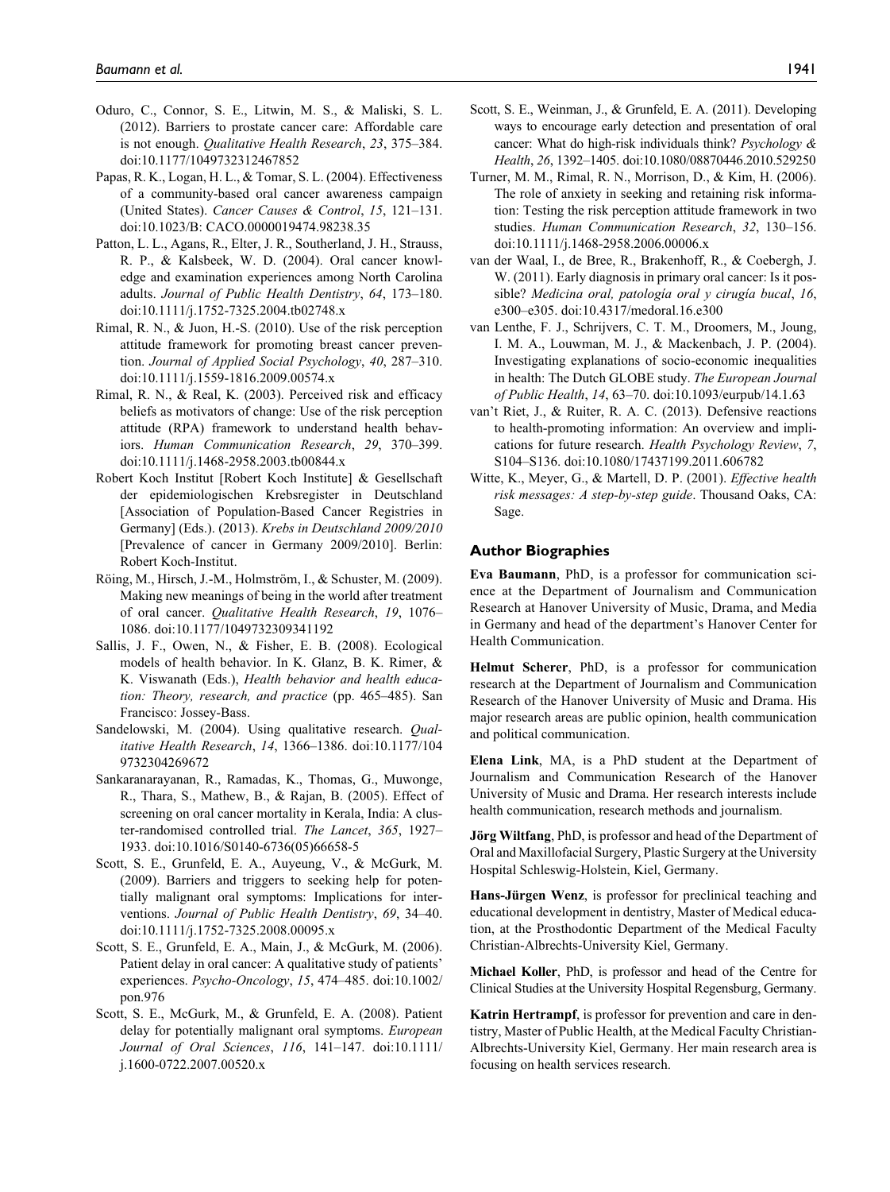Oduro, C., Connor, S. E., Litwin, M. S., & Maliski, S. L. (2012). Barriers to prostate cancer care: Affordable care is not enough. *Qualitative Health Research*, *23*, 375–384. doi:10.1177/1049732312467852

Papas, R. K., Logan, H. L., & Tomar, S. L. (2004). Effectiveness of a community-based oral cancer awareness campaign (United States). *Cancer Causes & Control*, *15*, 121–131. doi:10.1023/B: CACO.0000019474.98238.35

Patton, L. L., Agans, R., Elter, J. R., Southerland, J. H., Strauss, R. P., & Kalsbeek, W. D. (2004). Oral cancer knowledge and examination experiences among North Carolina adults. *Journal of Public Health Dentistry*, *64*, 173–180. doi:10.1111/j.1752-7325.2004.tb02748.x

Rimal, R. N., & Juon, H.-S. (2010). Use of the risk perception attitude framework for promoting breast cancer prevention. *Journal of Applied Social Psychology*, *40*, 287–310. doi:10.1111/j.1559-1816.2009.00574.x

Rimal, R. N., & Real, K. (2003). Perceived risk and efficacy beliefs as motivators of change: Use of the risk perception attitude (RPA) framework to understand health behaviors. *Human Communication Research*, *29*, 370–399. doi:10.1111/j.1468-2958.2003.tb00844.x

Robert Koch Institut [Robert Koch Institute] & Gesellschaft der epidemiologischen Krebsregister in Deutschland [Association of Population-Based Cancer Registries in Germany] (Eds.). (2013). *Krebs in Deutschland 2009/2010* [Prevalence of cancer in Germany 2009/2010]. Berlin: Robert Koch-Institut.

Röing, M., Hirsch, J.-M., Holmström, I., & Schuster, M. (2009). Making new meanings of being in the world after treatment of oral cancer. *Qualitative Health Research*, *19*, 1076–1086. doi:10.1177/1049732309341192

Sallis, J. F., Owen, N., & Fisher, E. B. (2008). Ecological models of health behavior. In K. Glanz, B. K. Rimer, & K. Viswanath (Eds.), *Health behavior and health education: Theory, research, and practice* (pp. 465–485). San Francisco: Jossey-Bass.

Sandelowski, M. (2004). Using qualitative research. *Qualitative Health Research*, *14*, 1366–1386. doi:10.1177/1049732304269672

Sankaranarayanan, R., Ramadas, K., Thomas, G., Muwonge, R., Thara, S., Mathew, B., & Rajan, B. (2005). Effect of screening on oral cancer mortality in Kerala, India: A cluster-randomised controlled trial. *The Lancet*, *365*, 1927–1933. doi:10.1016/S0140-6736(05)66658-5

Scott, S. E., Grunfeld, E. A., Auyeung, V., & McGurk, M. (2009). Barriers and triggers to seeking help for potentially malignant oral symptoms: Implications for interventions. *Journal of Public Health Dentistry*, *69*, 34–40. doi:10.1111/j.1752-7325.2008.00095.x

Scott, S. E., Grunfeld, E. A., Main, J., & McGurk, M. (2006). Patient delay in oral cancer: A qualitative study of patients' experiences. *Psycho-Oncology*, *15*, 474–485. doi:10.1002/pon.976

Scott, S. E., McGurk, M., & Grunfeld, E. A. (2008). Patient delay for potentially malignant oral symptoms. *European Journal of Oral Sciences*, *116*, 141–147. doi:10.1111/j.1600-0722.2007.00520.x

Scott, S. E., Weinman, J., & Grunfeld, E. A. (2011). Developing ways to encourage early detection and presentation of oral cancer: What do high-risk individuals think? *Psychology & Health*, *26*, 1392–1405. doi:10.1080/08870446.2010.529250

Turner, M. M., Rimal, R. N., Morrison, D., & Kim, H. (2006). The role of anxiety in seeking and retaining risk information: Testing the risk perception attitude framework in two studies. *Human Communication Research*, *32*, 130–156. doi:10.1111/j.1468-2958.2006.00006.x

van der Waal, I., de Bree, R., Brakenhoff, R., & Coebergh, J. W. (2011). Early diagnosis in primary oral cancer: Is it possible? *Medicina oral, patología oral y cirugía bucal*, *16*, e300–e305. doi:10.4317/medoral.16.e300

van Lenthe, F. J., Schrijvers, C. T. M., Droomers, M., Joung, I. M. A., Louwman, M. J., & Mackenbach, J. P. (2004). Investigating explanations of socio-economic inequalities in health: The Dutch GLOBE study. *The European Journal of Public Health*, *14*, 63–70. doi:10.1093/eurpub/14.1.63

van't Riet, J., & Ruiter, R. A. C. (2013). Defensive reactions to health-promoting information: An overview and implications for future research. *Health Psychology Review*, *7*, S104–S136. doi:10.1080/17437199.2011.606782

Witte, K., Meyer, G., & Martell, D. P. (2001). *Effective health risk messages: A step-by-step guide*. Thousand Oaks, CA: Sage.

## Author Biographies

**Eva Baumann**, PhD, is a professor for communication science at the Department of Journalism and Communication Research at Hanover University of Music, Drama, and Media in Germany and head of the department's Hanover Center for Health Communication.

**Helmut Scherer**, PhD, is a professor for communication research at the Department of Journalism and Communication Research of the Hanover University of Music and Drama. His major research areas are public opinion, health communication and political communication.

**Elena Link**, MA, is a PhD student at the Department of Journalism and Communication Research of the Hanover University of Music and Drama. Her research interests include health communication, research methods and journalism.

**Jörg Wiltfang**, PhD, is professor and head of the Department of Oral and Maxillofacial Surgery, Plastic Surgery at the University Hospital Schleswig-Holstein, Kiel, Germany.

**Hans-Jürgen Wenz**, is professor for preclinical teaching and educational development in dentistry, Master of Medical education, at the Prosthodontic Department of the Medical Faculty Christian-Albrechts-University Kiel, Germany.

**Michael Koller**, PhD, is professor and head of the Centre for Clinical Studies at the University Hospital Regensburg, Germany.

**Katrin Hertrampf**, is professor for prevention and care in dentistry, Master of Public Health, at the Medical Faculty Christian-Albrechts-University Kiel, Germany. Her main research area is focusing on health services research.